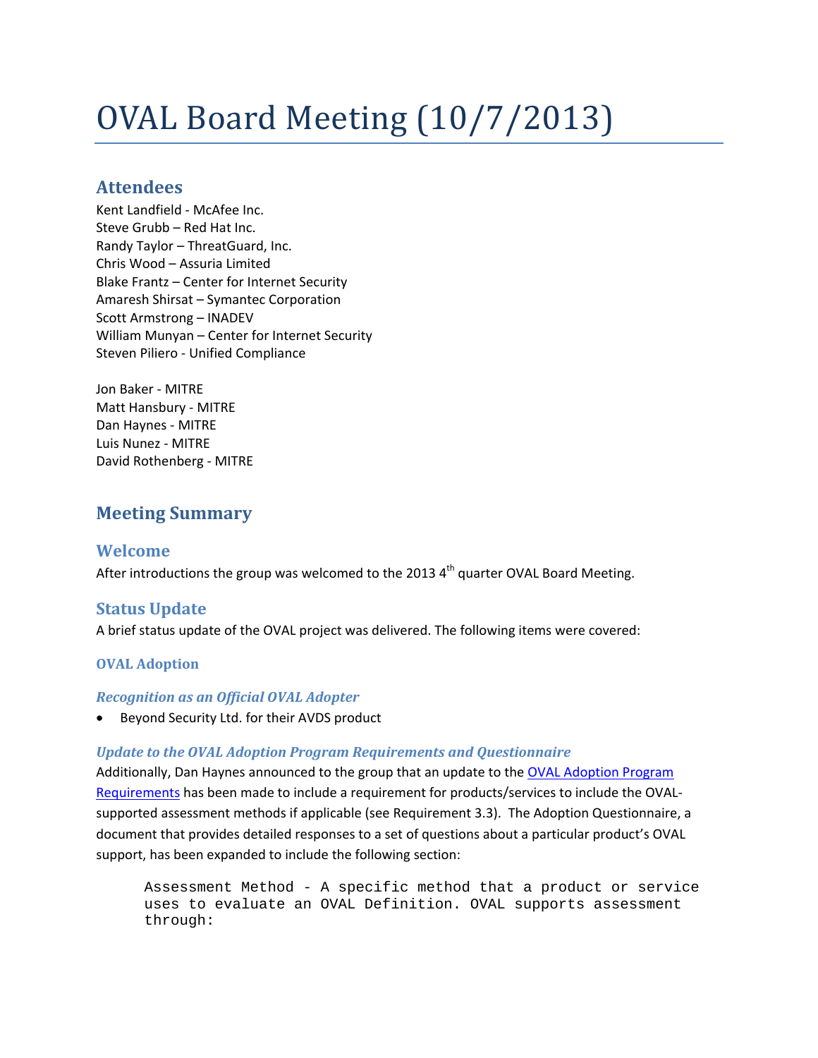# OVAL Board Meeting (10/7/2013)

## Attendees

Kent Landfield - McAfee Inc.
Steve Grubb – Red Hat Inc.
Randy Taylor – ThreatGuard, Inc.
Chris Wood – Assuria Limited
Blake Frantz – Center for Internet Security
Amaresh Shirsat – Symantec Corporation
Scott Armstrong – INADEV
William Munyan – Center for Internet Security
Steven Piliero - Unified Compliance

Jon Baker - MITRE
Matt Hansbury - MITRE
Dan Haynes - MITRE
Luis Nunez - MITRE
David Rothenberg - MITRE

## Meeting Summary

### Welcome

After introductions the group was welcomed to the 2013 4th quarter OVAL Board Meeting.

### Status Update

A brief status update of the OVAL project was delivered. The following items were covered:

#### OVAL Adoption

##### *Recognition as an Official OVAL Adopter*

- Beyond Security Ltd. for their AVDS product

##### *Update to the OVAL Adoption Program Requirements and Questionnaire*

Additionally, Dan Haynes announced to the group that an update to the OVAL Adoption Program Requirements has been made to include a requirement for products/services to include the OVAL-supported assessment methods if applicable (see Requirement 3.3). The Adoption Questionnaire, a document that provides detailed responses to a set of questions about a particular product's OVAL support, has been expanded to include the following section:

```
Assessment Method - A specific method that a product or service
uses to evaluate an OVAL Definition. OVAL supports assessment
through:
```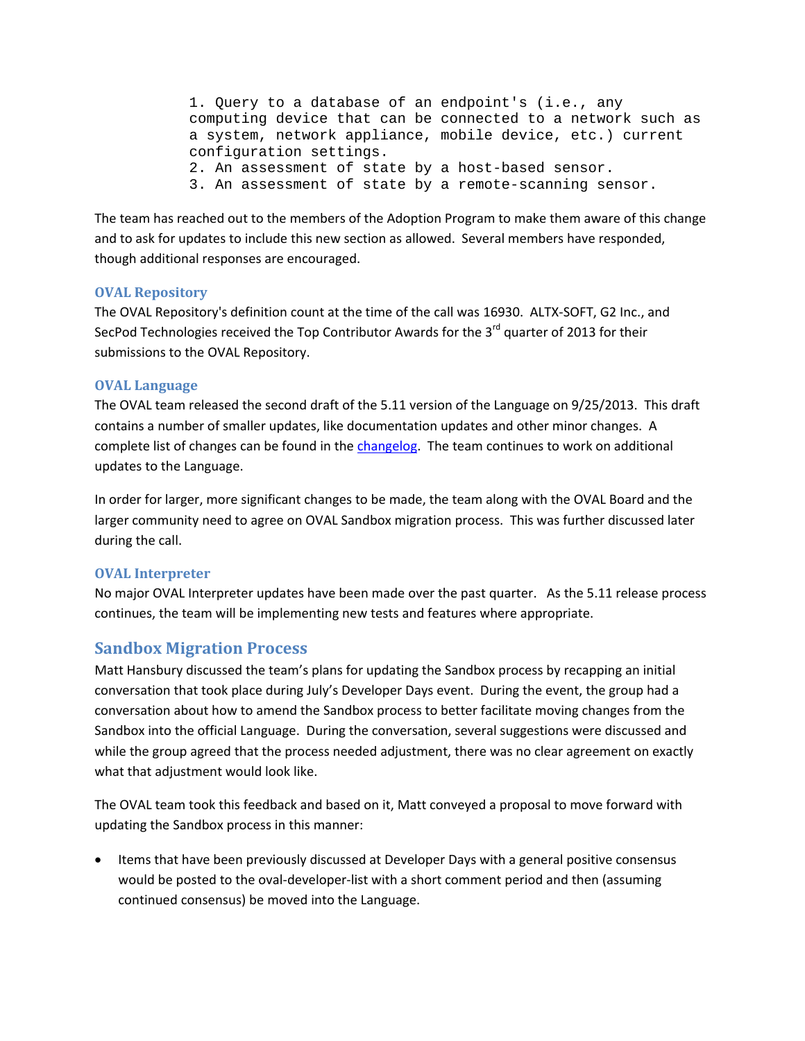```
1. Query to a database of an endpoint's (i.e., any
computing device that can be connected to a network such as
a system, network appliance, mobile device, etc.) current
configuration settings.
2. An assessment of state by a host-based sensor.
3. An assessment of state by a remote-scanning sensor.
```

The team has reached out to the members of the Adoption Program to make them aware of this change and to ask for updates to include this new section as allowed. Several members have responded, though additional responses are encouraged.

### OVAL Repository

The OVAL Repository's definition count at the time of the call was 16930. ALTX-SOFT, G2 Inc., and SecPod Technologies received the Top Contributor Awards for the 3rd quarter of 2013 for their submissions to the OVAL Repository.

### OVAL Language

The OVAL team released the second draft of the 5.11 version of the Language on 9/25/2013. This draft contains a number of smaller updates, like documentation updates and other minor changes. A complete list of changes can be found in the changelog. The team continues to work on additional updates to the Language.

In order for larger, more significant changes to be made, the team along with the OVAL Board and the larger community need to agree on OVAL Sandbox migration process. This was further discussed later during the call.

### OVAL Interpreter

No major OVAL Interpreter updates have been made over the past quarter. As the 5.11 release process continues, the team will be implementing new tests and features where appropriate.

## Sandbox Migration Process

Matt Hansbury discussed the team's plans for updating the Sandbox process by recapping an initial conversation that took place during July's Developer Days event. During the event, the group had a conversation about how to amend the Sandbox process to better facilitate moving changes from the Sandbox into the official Language. During the conversation, several suggestions were discussed and while the group agreed that the process needed adjustment, there was no clear agreement on exactly what that adjustment would look like.

The OVAL team took this feedback and based on it, Matt conveyed a proposal to move forward with updating the Sandbox process in this manner:

- Items that have been previously discussed at Developer Days with a general positive consensus would be posted to the oval-developer-list with a short comment period and then (assuming continued consensus) be moved into the Language.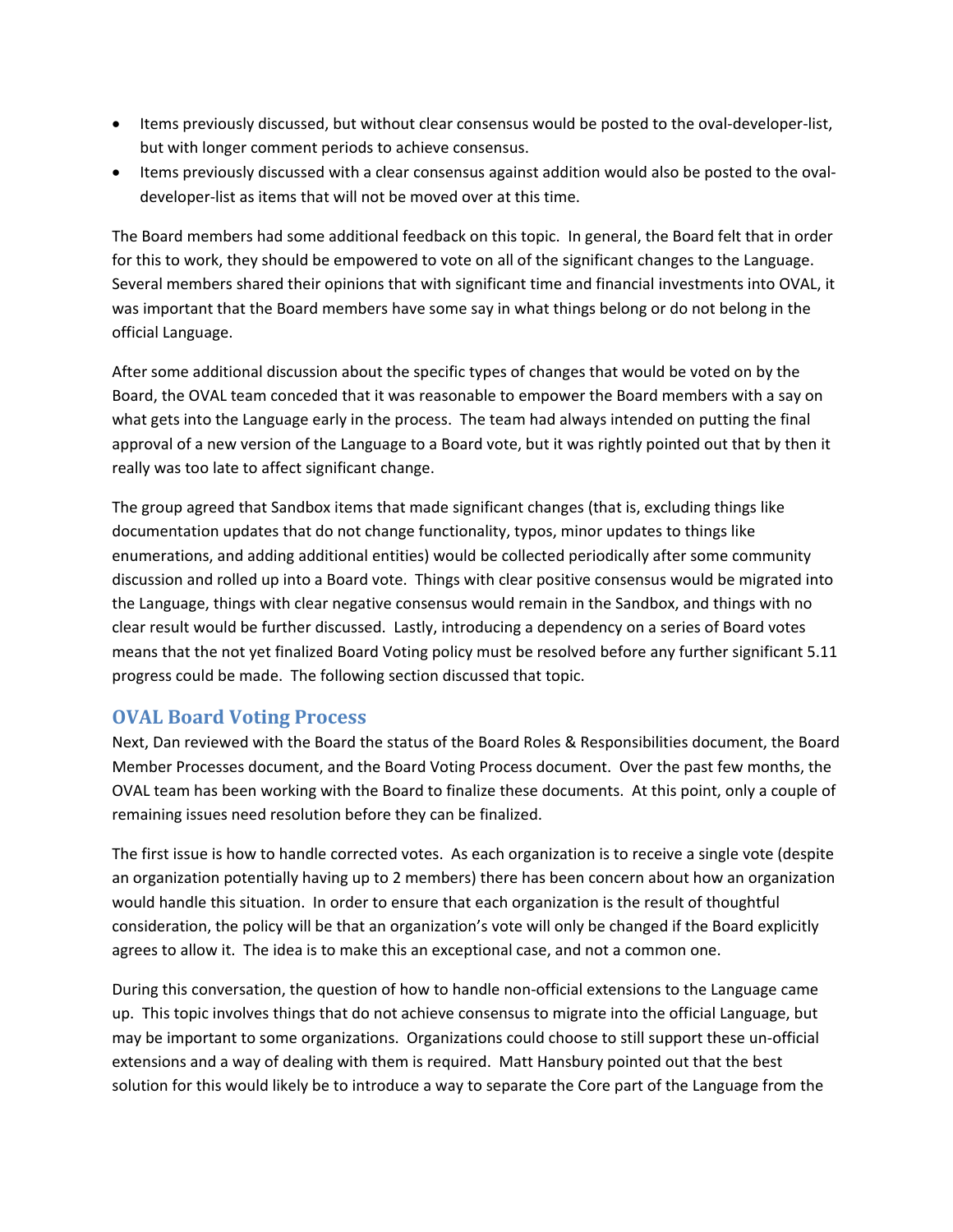- Items previously discussed, but without clear consensus would be posted to the oval-developer-list, but with longer comment periods to achieve consensus.
- Items previously discussed with a clear consensus against addition would also be posted to the oval-developer-list as items that will not be moved over at this time.

The Board members had some additional feedback on this topic. In general, the Board felt that in order for this to work, they should be empowered to vote on all of the significant changes to the Language. Several members shared their opinions that with significant time and financial investments into OVAL, it was important that the Board members have some say in what things belong or do not belong in the official Language.

After some additional discussion about the specific types of changes that would be voted on by the Board, the OVAL team conceded that it was reasonable to empower the Board members with a say on what gets into the Language early in the process. The team had always intended on putting the final approval of a new version of the Language to a Board vote, but it was rightly pointed out that by then it really was too late to affect significant change.

The group agreed that Sandbox items that made significant changes (that is, excluding things like documentation updates that do not change functionality, typos, minor updates to things like enumerations, and adding additional entities) would be collected periodically after some community discussion and rolled up into a Board vote. Things with clear positive consensus would be migrated into the Language, things with clear negative consensus would remain in the Sandbox, and things with no clear result would be further discussed. Lastly, introducing a dependency on a series of Board votes means that the not yet finalized Board Voting policy must be resolved before any further significant 5.11 progress could be made. The following section discussed that topic.

## OVAL Board Voting Process

Next, Dan reviewed with the Board the status of the Board Roles & Responsibilities document, the Board Member Processes document, and the Board Voting Process document. Over the past few months, the OVAL team has been working with the Board to finalize these documents. At this point, only a couple of remaining issues need resolution before they can be finalized.

The first issue is how to handle corrected votes. As each organization is to receive a single vote (despite an organization potentially having up to 2 members) there has been concern about how an organization would handle this situation. In order to ensure that each organization is the result of thoughtful consideration, the policy will be that an organization's vote will only be changed if the Board explicitly agrees to allow it. The idea is to make this an exceptional case, and not a common one.

During this conversation, the question of how to handle non-official extensions to the Language came up. This topic involves things that do not achieve consensus to migrate into the official Language, but may be important to some organizations. Organizations could choose to still support these un-official extensions and a way of dealing with them is required. Matt Hansbury pointed out that the best solution for this would likely be to introduce a way to separate the Core part of the Language from the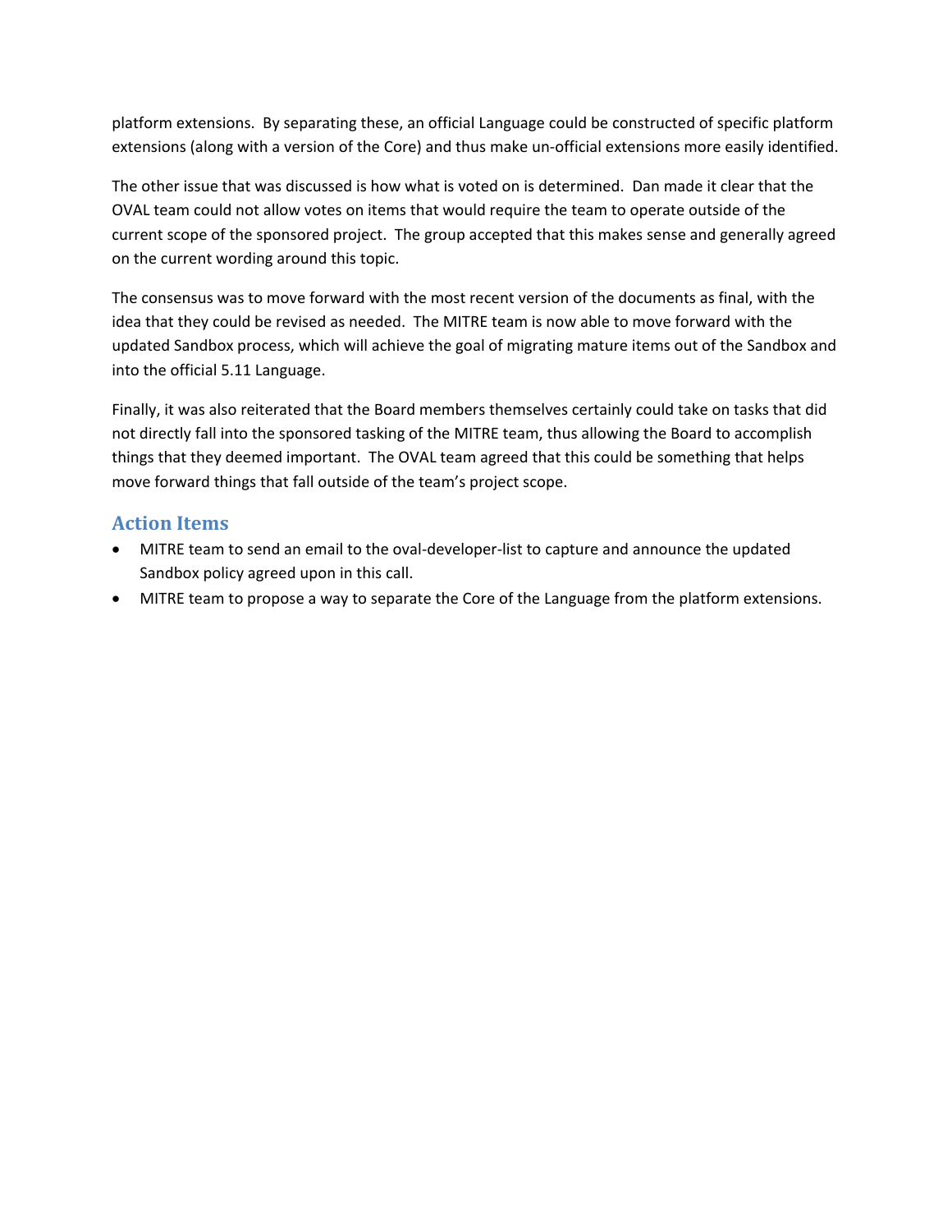platform extensions. By separating these, an official Language could be constructed of specific platform extensions (along with a version of the Core) and thus make un-official extensions more easily identified.

The other issue that was discussed is how what is voted on is determined. Dan made it clear that the OVAL team could not allow votes on items that would require the team to operate outside of the current scope of the sponsored project. The group accepted that this makes sense and generally agreed on the current wording around this topic.

The consensus was to move forward with the most recent version of the documents as final, with the idea that they could be revised as needed. The MITRE team is now able to move forward with the updated Sandbox process, which will achieve the goal of migrating mature items out of the Sandbox and into the official 5.11 Language.

Finally, it was also reiterated that the Board members themselves certainly could take on tasks that did not directly fall into the sponsored tasking of the MITRE team, thus allowing the Board to accomplish things that they deemed important. The OVAL team agreed that this could be something that helps move forward things that fall outside of the team's project scope.

## Action Items

- MITRE team to send an email to the oval-developer-list to capture and announce the updated Sandbox policy agreed upon in this call.
- MITRE team to propose a way to separate the Core of the Language from the platform extensions.